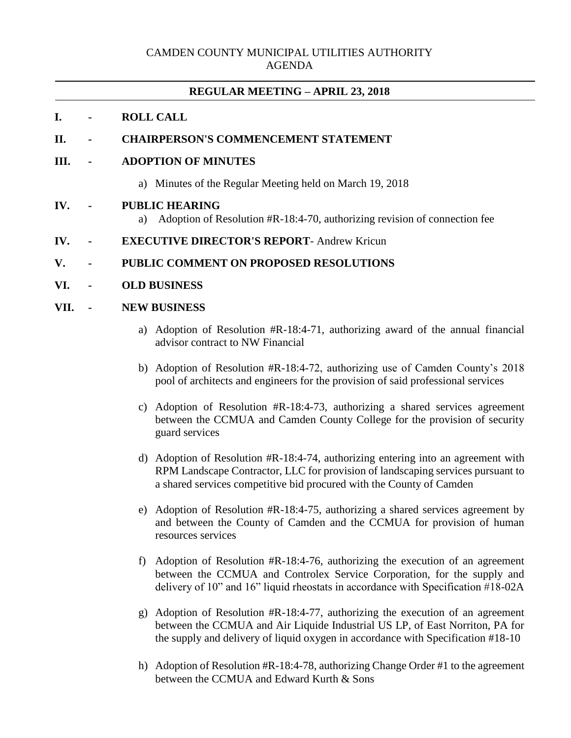# CAMDEN COUNTY MUNICIPAL UTILITIES AUTHORITY
# AGENDA

---

## REGULAR MEETING – APRIL 23, 2018

---

**I. - ROLL CALL**

**II. - CHAIRPERSON'S COMMENCEMENT STATEMENT**

**III. - ADOPTION OF MINUTES**

a) Minutes of the Regular Meeting held on March 19, 2018

**IV. - PUBLIC HEARING**

a) Adoption of Resolution #R-18:4-70, authorizing revision of connection fee

**IV. - EXECUTIVE DIRECTOR'S REPORT**- Andrew Kricun

**V. - PUBLIC COMMENT ON PROPOSED RESOLUTIONS**

**VI. - OLD BUSINESS**

**VII. - NEW BUSINESS**

a) Adoption of Resolution #R-18:4-71, authorizing award of the annual financial advisor contract to NW Financial

b) Adoption of Resolution #R-18:4-72, authorizing use of Camden County's 2018 pool of architects and engineers for the provision of said professional services

c) Adoption of Resolution #R-18:4-73, authorizing a shared services agreement between the CCMUA and Camden County College for the provision of security guard services

d) Adoption of Resolution #R-18:4-74, authorizing entering into an agreement with RPM Landscape Contractor, LLC for provision of landscaping services pursuant to a shared services competitive bid procured with the County of Camden

e) Adoption of Resolution #R-18:4-75, authorizing a shared services agreement by and between the County of Camden and the CCMUA for provision of human resources services

f) Adoption of Resolution #R-18:4-76, authorizing the execution of an agreement between the CCMUA and Controlex Service Corporation, for the supply and delivery of 10" and 16" liquid rheostats in accordance with Specification #18-02A

g) Adoption of Resolution #R-18:4-77, authorizing the execution of an agreement between the CCMUA and Air Liquide Industrial US LP, of East Norriton, PA for the supply and delivery of liquid oxygen in accordance with Specification #18-10

h) Adoption of Resolution #R-18:4-78, authorizing Change Order #1 to the agreement between the CCMUA and Edward Kurth & Sons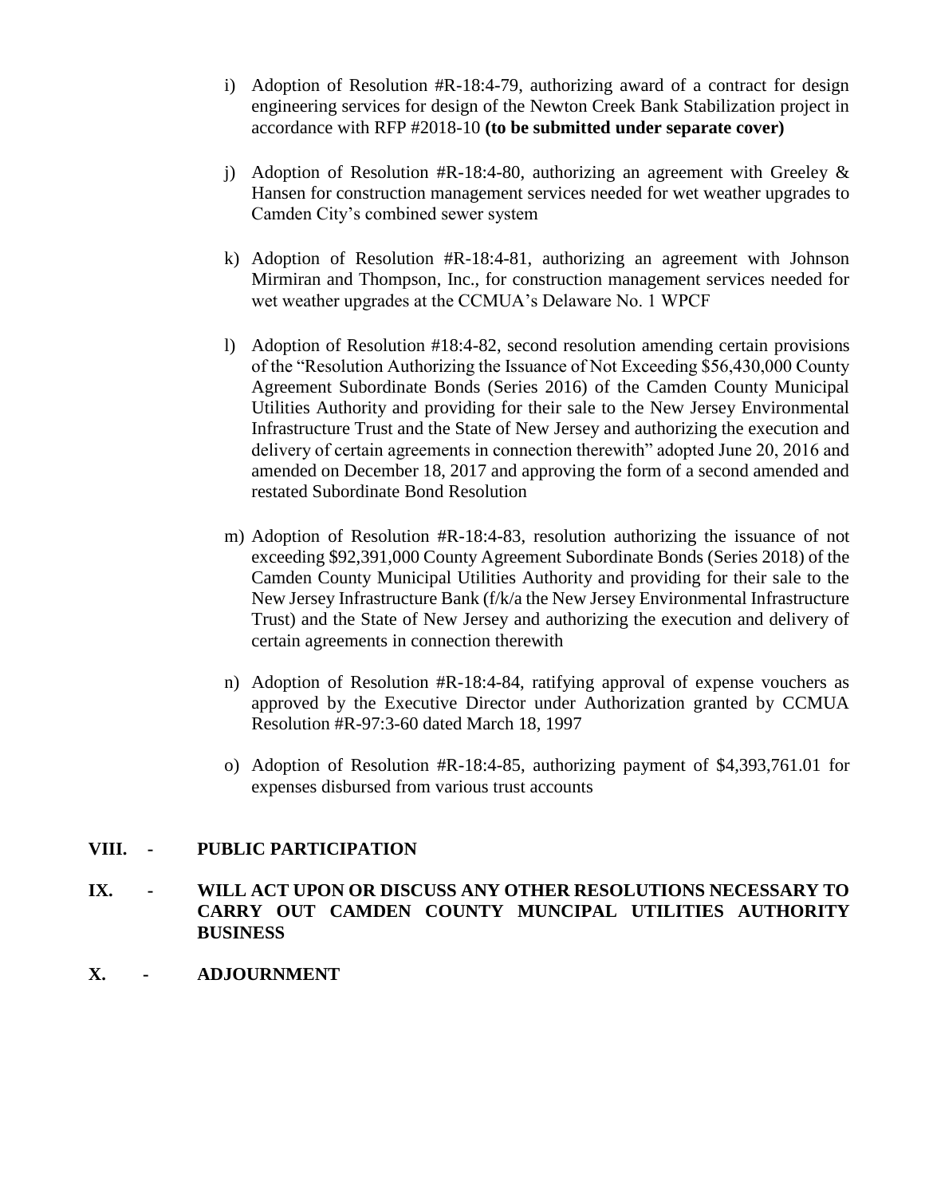i) Adoption of Resolution #R-18:4-79, authorizing award of a contract for design engineering services for design of the Newton Creek Bank Stabilization project in accordance with RFP #2018-10 **(to be submitted under separate cover)**

j) Adoption of Resolution #R-18:4-80, authorizing an agreement with Greeley & Hansen for construction management services needed for wet weather upgrades to Camden City's combined sewer system

k) Adoption of Resolution #R-18:4-81, authorizing an agreement with Johnson Mirmiran and Thompson, Inc., for construction management services needed for wet weather upgrades at the CCMUA's Delaware No. 1 WPCF

l) Adoption of Resolution #18:4-82, second resolution amending certain provisions of the "Resolution Authorizing the Issuance of Not Exceeding $56,430,000 County Agreement Subordinate Bonds (Series 2016) of the Camden County Municipal Utilities Authority and providing for their sale to the New Jersey Environmental Infrastructure Trust and the State of New Jersey and authorizing the execution and delivery of certain agreements in connection therewith" adopted June 20, 2016 and amended on December 18, 2017 and approving the form of a second amended and restated Subordinate Bond Resolution

m) Adoption of Resolution #R-18:4-83, resolution authorizing the issuance of not exceeding $92,391,000 County Agreement Subordinate Bonds (Series 2018) of the Camden County Municipal Utilities Authority and providing for their sale to the New Jersey Infrastructure Bank (f/k/a the New Jersey Environmental Infrastructure Trust) and the State of New Jersey and authorizing the execution and delivery of certain agreements in connection therewith

n) Adoption of Resolution #R-18:4-84, ratifying approval of expense vouchers as approved by the Executive Director under Authorization granted by CCMUA Resolution #R-97:3-60 dated March 18, 1997

o) Adoption of Resolution #R-18:4-85, authorizing payment of $4,393,761.01 for expenses disbursed from various trust accounts

**VIII. - PUBLIC PARTICIPATION**

**IX. - WILL ACT UPON OR DISCUSS ANY OTHER RESOLUTIONS NECESSARY TO CARRY OUT CAMDEN COUNTY MUNCIPAL UTILITIES AUTHORITY BUSINESS**

**X. - ADJOURNMENT**